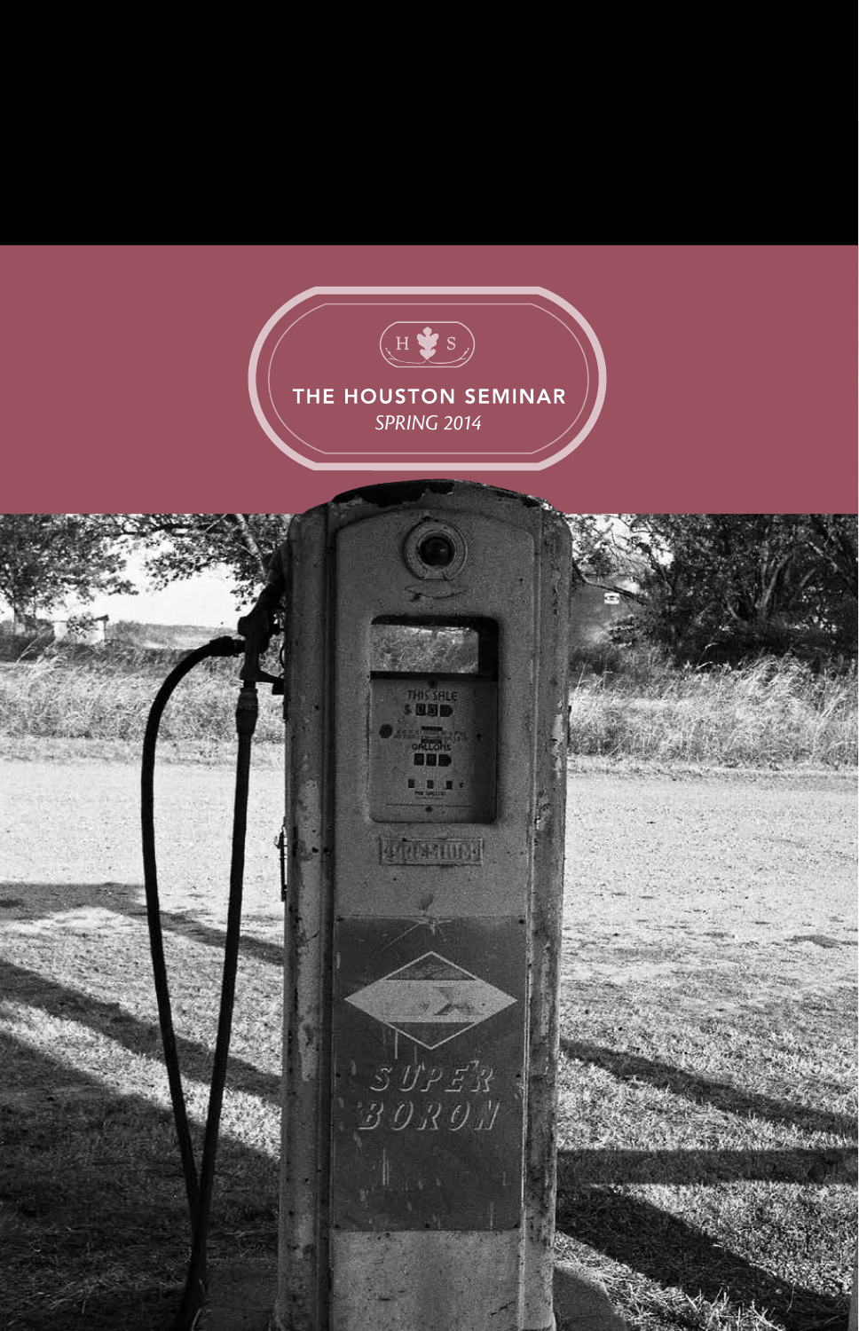H S

# THE HOUSTON SEMINAR

*SPRING 2014*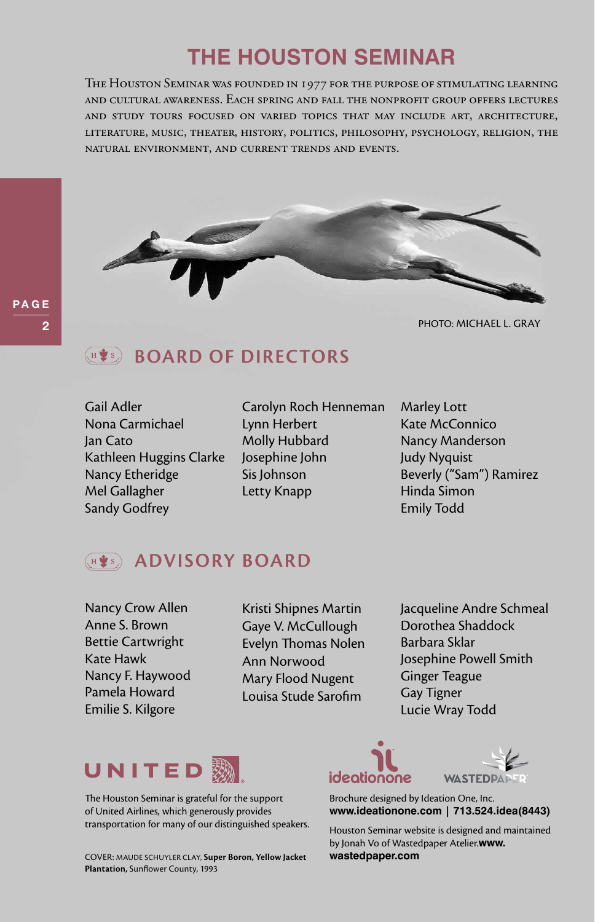# THE HOUSTON SEMINAR

The Houston Seminar was founded in 1977 for the purpose of stimulating learning and cultural awareness. Each spring and fall the nonprofit group offers lectures and study tours focused on varied topics that may include art, architecture, literature, music, theater, history, politics, philosophy, psychology, religion, the natural environment, and current trends and events.

PHOTO: MICHAEL L. GRAY

## BOARD OF DIRECTORS

Gail Adler
Nona Carmichael
Jan Cato
Kathleen Huggins Clarke
Nancy Etheridge
Mel Gallagher
Sandy Godfrey
Carolyn Roch Henneman
Lynn Herbert
Molly Hubbard
Josephine John
Sis Johnson
Letty Knapp
Marley Lott
Kate McConnico
Nancy Manderson
Judy Nyquist
Beverly ("Sam") Ramirez
Hinda Simon
Emily Todd

## ADVISORY BOARD

Nancy Crow Allen
Anne S. Brown
Bettie Cartwright
Kate Hawk
Nancy F. Haywood
Pamela Howard
Emilie S. Kilgore
Kristi Shipnes Martin
Gaye V. McCullough
Evelyn Thomas Nolen
Ann Norwood
Mary Flood Nugent
Louisa Stude Sarofim
Jacqueline Andre Schmeal
Dorothea Shaddock
Barbara Sklar
Josephine Powell Smith
Ginger Teague
Gay Tigner
Lucie Wray Todd

UNITED

The Houston Seminar is grateful for the support of United Airlines, which generously provides transportation for many of our distinguished speakers.

COVER: MAUDE SCHUYLER CLAY, **Super Boron, Yellow Jacket Plantation,** Sunflower County, 1993

ideationone

WASTEDPAPER

Brochure designed by Ideation One, Inc.
**www.ideationone.com | 713.524.idea(8443)**

Houston Seminar website is designed and maintained by Jonah Vo of Wastedpaper Atelier. **www.wastedpaper.com**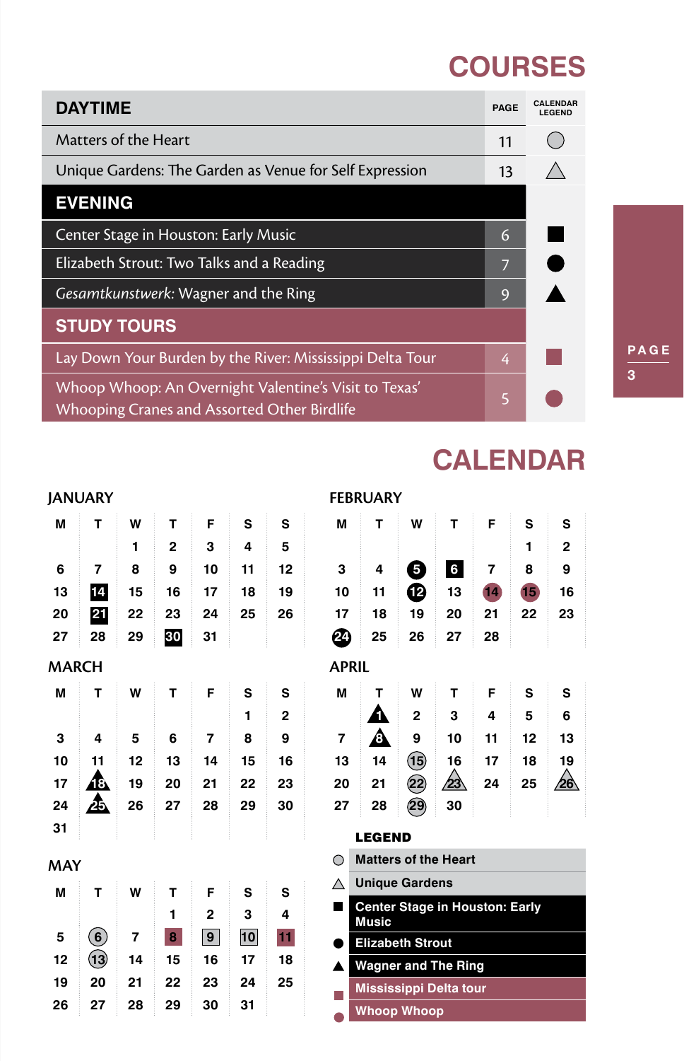# COURSES

| DAYTIME | PAGE | CALENDAR LEGEND |
|---|---|---|
| Matters of the Heart | 11 | ○ |
| Unique Gardens: The Garden as Venue for Self Expression | 13 | △ |
| **EVENING** | | |
| Center Stage in Houston: Early Music | 6 | ■ |
| Elizabeth Strout: Two Talks and a Reading | 7 | ● |
| *Gesamtkunstwerk:* Wagner and the Ring | 9 | ▲ |
| **STUDY TOURS** | | |
| Lay Down Your Burden by the River: Mississippi Delta Tour | 4 | ■ (maroon) |
| Whoop Whoop: An Overnight Valentine's Visit to Texas' Whooping Cranes and Assorted Other Birdlife | 5 | ● (maroon) |

# CALENDAR

## JANUARY

| M | T | W | T | F | S | S |
|---|---|---|---|---|---|---|
| | | 1 | 2 | 3 | 4 | 5 |
| 6 | 7 | 8 | 9 | 10 | 11 | 12 |
| 13 | 14 ■ | 15 | 16 | 17 | 18 | 19 |
| 20 | 21 ■ | 22 | 23 | 24 | 25 | 26 |
| 27 | 28 | 29 | 30 ■ | 31 | | |

## FEBRUARY

| M | T | W | T | F | S | S |
|---|---|---|---|---|---|---|
| | | | | | 1 | 2 |
| 3 | 4 | 5 ● | 6 ■ | 7 | 8 | 9 |
| 10 | 11 | 12 ● | 13 | 14 ● (maroon) | 15 ● (maroon) | 16 |
| 17 | 18 | 19 | 20 | 21 | 22 | 23 |
| 24 ● | 25 | 26 | 27 | 28 | | |

## MARCH

| M | T | W | T | F | S | S |
|---|---|---|---|---|---|---|
| | | | | | 1 | 2 |
| 3 | 4 | 5 | 6 | 7 | 8 | 9 |
| 10 | 11 | 12 | 13 | 14 | 15 | 16 |
| 17 | 18 ▲ | 19 | 20 | 21 | 22 | 23 |
| 24 | 25 ▲ | 26 | 27 | 28 | 29 | 30 |
| 31 | | | | | | |

## APRIL

| M | T | W | T | F | S | S |
|---|---|---|---|---|---|---|
| | 1 ▲ | 2 | 3 | 4 | 5 | 6 |
| 7 | 8 ▲ | 9 | 10 | 11 | 12 | 13 |
| 13 | 14 | 15 ○ | 16 | 17 | 18 | 19 |
| 20 | 21 | 22 ○ | 23 △ | 24 | 25 | 26 △ |
| 27 | 28 | 29 ○ | 30 | | | |

## MAY

| M | T | W | T | F | S | S |
|---|---|---|---|---|---|---|
| | | | 1 | 2 | 3 | 4 |
| 5 | 6 ○ | 7 | 8 ■ (maroon) | 9 ■ (maroon) | 10 ■ (maroon) | 11 ■ (maroon) |
| 12 | 13 ○ | 14 | 15 | 16 | 17 | 18 |
| 19 | 20 | 21 | 22 | 23 | 24 | 25 |
| 26 | 27 | 28 | 29 | 30 | 31 | |

**LEGEND**

- ○ Matters of the Heart
- △ Unique Gardens
- ■ Center Stage in Houston: Early Music
- ● Elizabeth Strout
- ▲ Wagner and The Ring
- ■ (maroon) Mississippi Delta tour
- ● (maroon) Whoop Whoop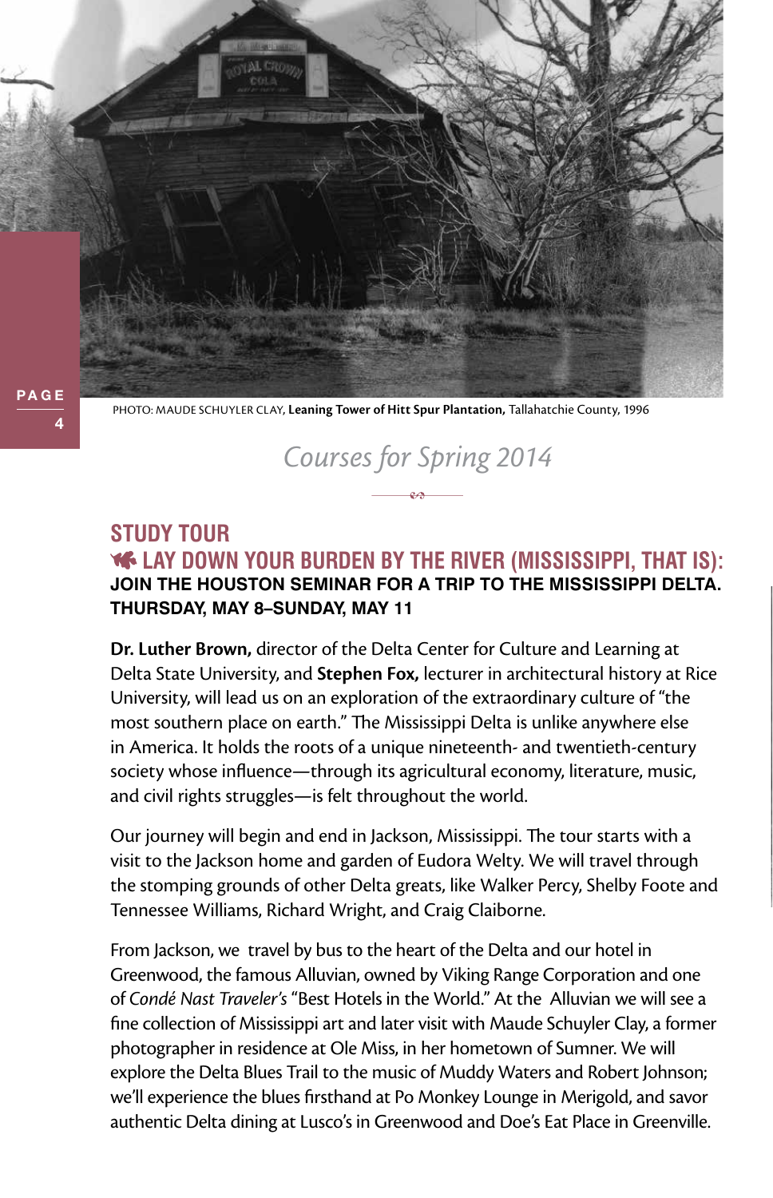PHOTO: MAUDE SCHUYLER CLAY, **Leaning Tower of Hitt Spur Plantation,** Tallahatchie County, 1996

# *Courses for Spring 2014*

## STUDY TOUR

### LAY DOWN YOUR BURDEN BY THE RIVER (MISSISSIPPI, THAT IS):

**JOIN THE HOUSTON SEMINAR FOR A TRIP TO THE MISSISSIPPI DELTA.**
**THURSDAY, MAY 8–SUNDAY, MAY 11**

**Dr. Luther Brown,** director of the Delta Center for Culture and Learning at Delta State University, and **Stephen Fox,** lecturer in architectural history at Rice University, will lead us on an exploration of the extraordinary culture of "the most southern place on earth." The Mississippi Delta is unlike anywhere else in America. It holds the roots of a unique nineteenth- and twentieth-century society whose influence—through its agricultural economy, literature, music, and civil rights struggles—is felt throughout the world.

Our journey will begin and end in Jackson, Mississippi. The tour starts with a visit to the Jackson home and garden of Eudora Welty. We will travel through the stomping grounds of other Delta greats, like Walker Percy, Shelby Foote and Tennessee Williams, Richard Wright, and Craig Claiborne.

From Jackson, we travel by bus to the heart of the Delta and our hotel in Greenwood, the famous Alluvian, owned by Viking Range Corporation and one of *Condé Nast Traveler's* "Best Hotels in the World." At the Alluvian we will see a fine collection of Mississippi art and later visit with Maude Schuyler Clay, a former photographer in residence at Ole Miss, in her hometown of Sumner. We will explore the Delta Blues Trail to the music of Muddy Waters and Robert Johnson; we'll experience the blues firsthand at Po Monkey Lounge in Merigold, and savor authentic Delta dining at Lusco's in Greenwood and Doe's Eat Place in Greenville.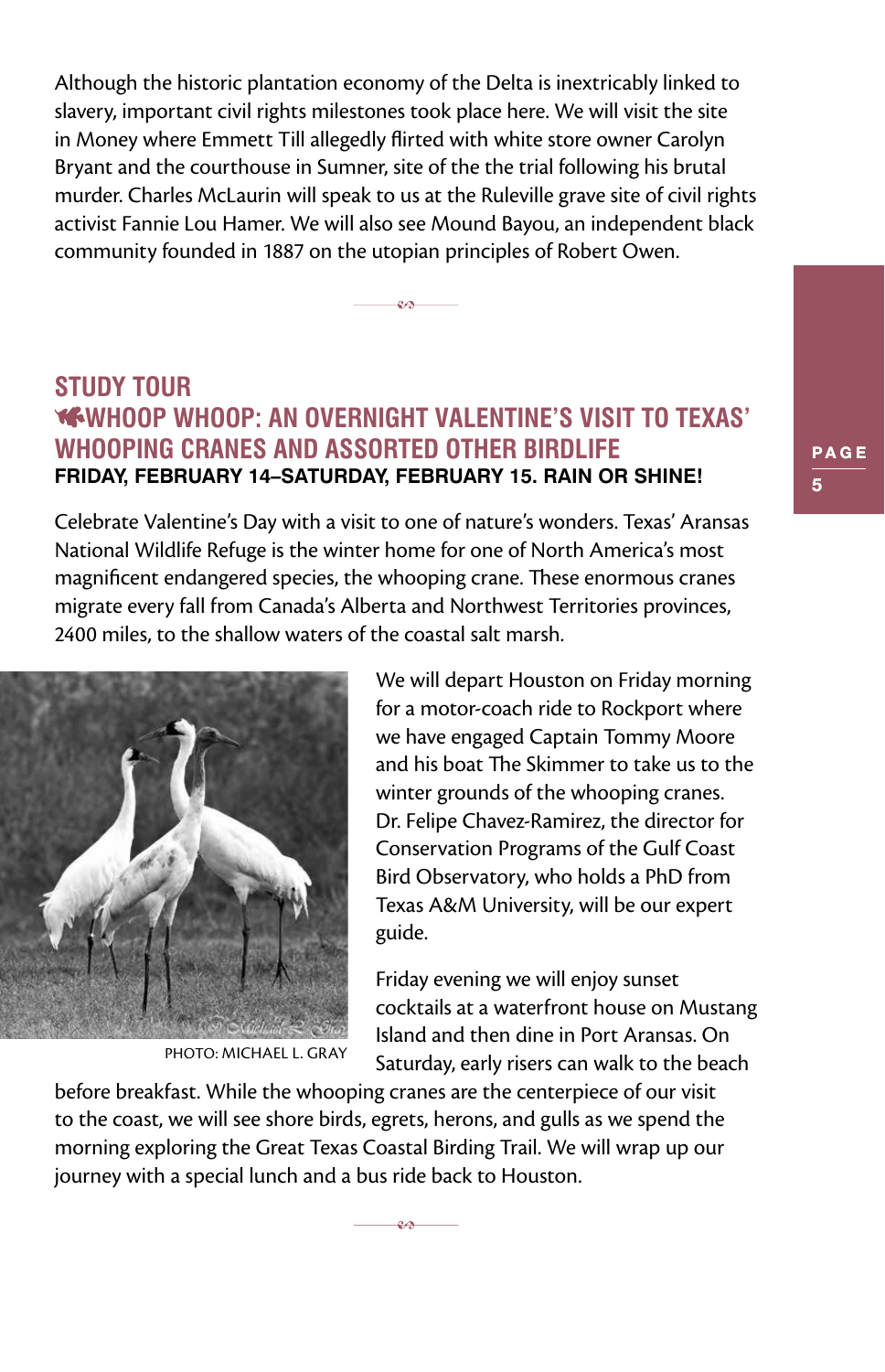Although the historic plantation economy of the Delta is inextricably linked to slavery, important civil rights milestones took place here. We will visit the site in Money where Emmett Till allegedly flirted with white store owner Carolyn Bryant and the courthouse in Sumner, site of the the trial following his brutal murder. Charles McLaurin will speak to us at the Ruleville grave site of civil rights activist Fannie Lou Hamer. We will also see Mound Bayou, an independent black community founded in 1887 on the utopian principles of Robert Owen.

## STUDY TOUR

## WHOOP WHOOP: AN OVERNIGHT VALENTINE'S VISIT TO TEXAS' WHOOPING CRANES AND ASSORTED OTHER BIRDLIFE

**FRIDAY, FEBRUARY 14–SATURDAY, FEBRUARY 15. RAIN OR SHINE!**

Celebrate Valentine's Day with a visit to one of nature's wonders. Texas' Aransas National Wildlife Refuge is the winter home for one of North America's most magnificent endangered species, the whooping crane. These enormous cranes migrate every fall from Canada's Alberta and Northwest Territories provinces, 2400 miles, to the shallow waters of the coastal salt marsh.

PHOTO: MICHAEL L. GRAY

We will depart Houston on Friday morning for a motor-coach ride to Rockport where we have engaged Captain Tommy Moore and his boat The Skimmer to take us to the winter grounds of the whooping cranes. Dr. Felipe Chavez-Ramirez, the director for Conservation Programs of the Gulf Coast Bird Observatory, who holds a PhD from Texas A&M University, will be our expert guide.

Friday evening we will enjoy sunset cocktails at a waterfront house on Mustang Island and then dine in Port Aransas. On Saturday, early risers can walk to the beach before breakfast. While the whooping cranes are the centerpiece of our visit to the coast, we will see shore birds, egrets, herons, and gulls as we spend the morning exploring the Great Texas Coastal Birding Trail. We will wrap up our journey with a special lunch and a bus ride back to Houston.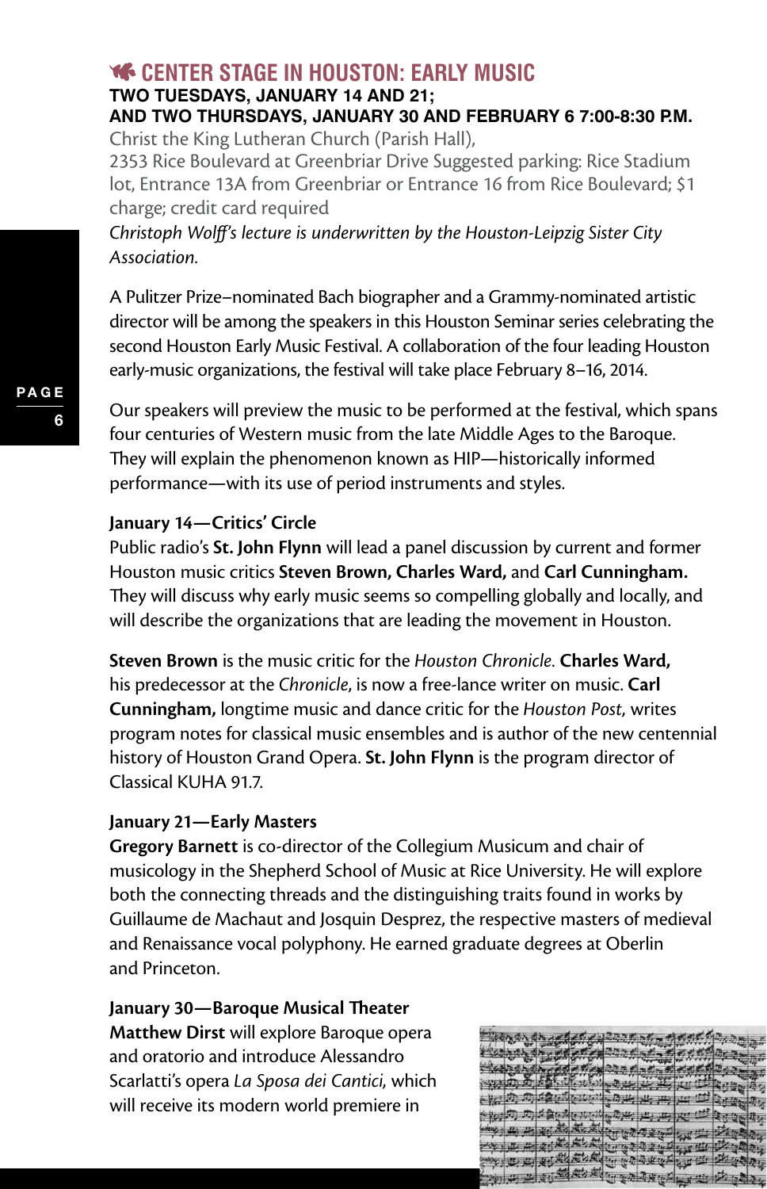## CENTER STAGE IN HOUSTON: EARLY MUSIC

**TWO TUESDAYS, JANUARY 14 AND 21;**
**AND TWO THURSDAYS, JANUARY 30 AND FEBRUARY 6 7:00-8:30 P.M.**

Christ the King Lutheran Church (Parish Hall),
2353 Rice Boulevard at Greenbriar Drive Suggested parking: Rice Stadium lot, Entrance 13A from Greenbriar or Entrance 16 from Rice Boulevard; $1 charge; credit card required

*Christoph Wolff's lecture is underwritten by the Houston-Leipzig Sister City Association.*

A Pulitzer Prize–nominated Bach biographer and a Grammy-nominated artistic director will be among the speakers in this Houston Seminar series celebrating the second Houston Early Music Festival. A collaboration of the four leading Houston early-music organizations, the festival will take place February 8–16, 2014.

Our speakers will preview the music to be performed at the festival, which spans four centuries of Western music from the late Middle Ages to the Baroque. They will explain the phenomenon known as HIP—historically informed performance—with its use of period instruments and styles.

**January 14—Critics' Circle**

Public radio's **St. John Flynn** will lead a panel discussion by current and former Houston music critics **Steven Brown, Charles Ward,** and **Carl Cunningham.** They will discuss why early music seems so compelling globally and locally, and will describe the organizations that are leading the movement in Houston.

**Steven Brown** is the music critic for the *Houston Chronicle.* **Charles Ward,** his predecessor at the *Chronicle*, is now a free-lance writer on music. **Carl Cunningham,** longtime music and dance critic for the *Houston Post*, writes program notes for classical music ensembles and is author of the new centennial history of Houston Grand Opera. **St. John Flynn** is the program director of Classical KUHA 91.7.

**January 21—Early Masters**

**Gregory Barnett** is co-director of the Collegium Musicum and chair of musicology in the Shepherd School of Music at Rice University. He will explore both the connecting threads and the distinguishing traits found in works by Guillaume de Machaut and Josquin Desprez, the respective masters of medieval and Renaissance vocal polyphony. He earned graduate degrees at Oberlin and Princeton.

**January 30—Baroque Musical Theater**

**Matthew Dirst** will explore Baroque opera and oratorio and introduce Alessandro Scarlatti's opera *La Sposa dei Cantici*, which will receive its modern world premiere in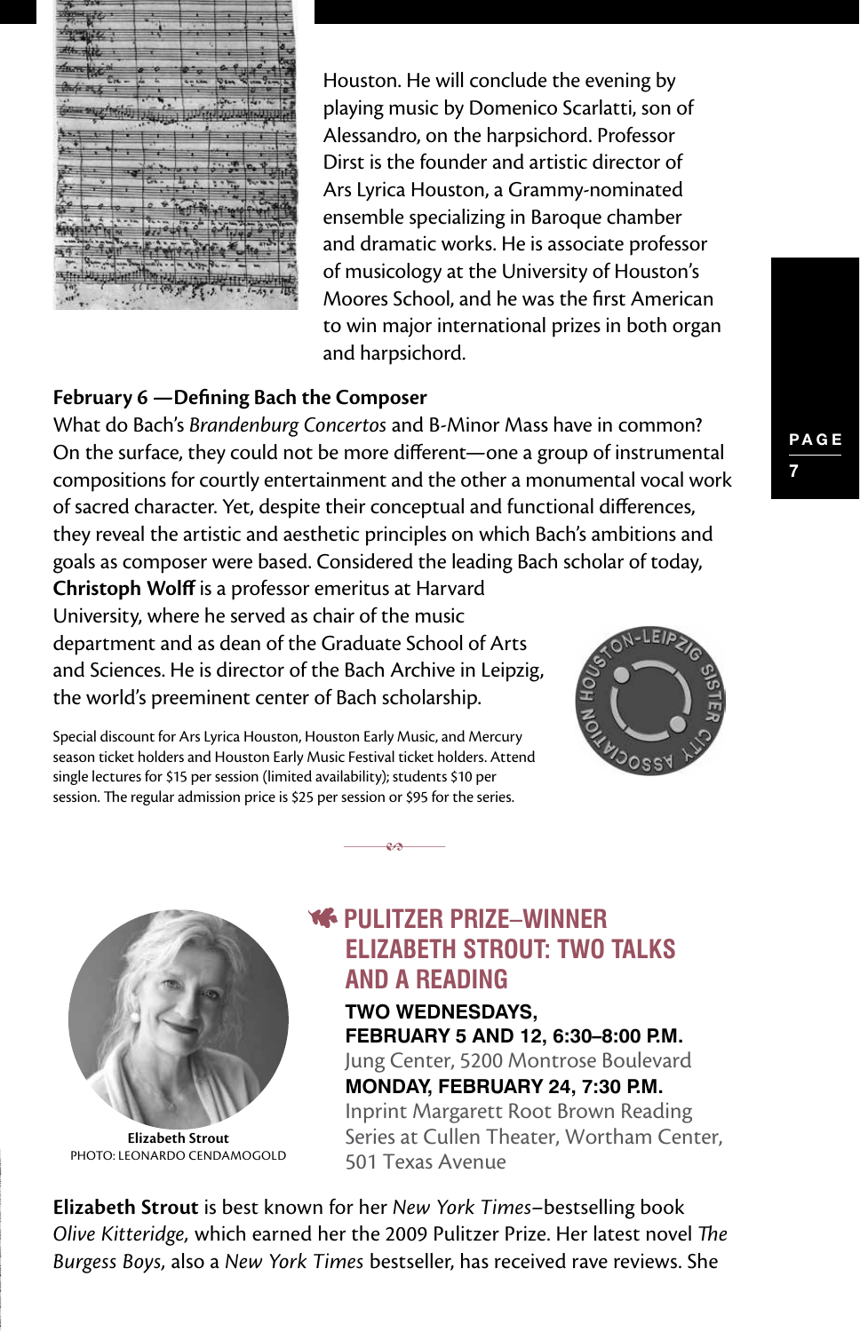Houston. He will conclude the evening by playing music by Domenico Scarlatti, son of Alessandro, on the harpsichord. Professor Dirst is the founder and artistic director of Ars Lyrica Houston, a Grammy-nominated ensemble specializing in Baroque chamber and dramatic works. He is associate professor of musicology at the University of Houston's Moores School, and he was the first American to win major international prizes in both organ and harpsichord.

**February 6 —Defining Bach the Composer**

What do Bach's *Brandenburg Concertos* and B-Minor Mass have in common? On the surface, they could not be more different—one a group of instrumental compositions for courtly entertainment and the other a monumental vocal work of sacred character. Yet, despite their conceptual and functional differences, they reveal the artistic and aesthetic principles on which Bach's ambitions and goals as composer were based. Considered the leading Bach scholar of today, **Christoph Wolff** is a professor emeritus at Harvard University, where he served as chair of the music department and as dean of the Graduate School of Arts and Sciences. He is director of the Bach Archive in Leipzig, the world's preeminent center of Bach scholarship.

Special discount for Ars Lyrica Houston, Houston Early Music, and Mercury season ticket holders and Houston Early Music Festival ticket holders. Attend single lectures for $15 per session (limited availability); students $10 per session. The regular admission price is $25 per session or $95 for the series.

HOUSTON-LEIPZIG SISTER CITY ASSOCIATION

## PULITZER PRIZE–WINNER ELIZABETH STROUT: TWO TALKS AND A READING

**TWO WEDNESDAYS, FEBRUARY 5 AND 12, 6:30–8:00 P.M.**

Jung Center, 5200 Montrose Boulevard

**MONDAY, FEBRUARY 24, 7:30 P.M.**

Inprint Margarett Root Brown Reading Series at Cullen Theater, Wortham Center, 501 Texas Avenue

**Elizabeth Strout**
PHOTO: LEONARDO CENDAMOGOLD

**Elizabeth Strout** is best known for her *New York Times*–bestselling book *Olive Kitteridge*, which earned her the 2009 Pulitzer Prize. Her latest novel *The Burgess Boys*, also a *New York Times* bestseller, has received rave reviews. She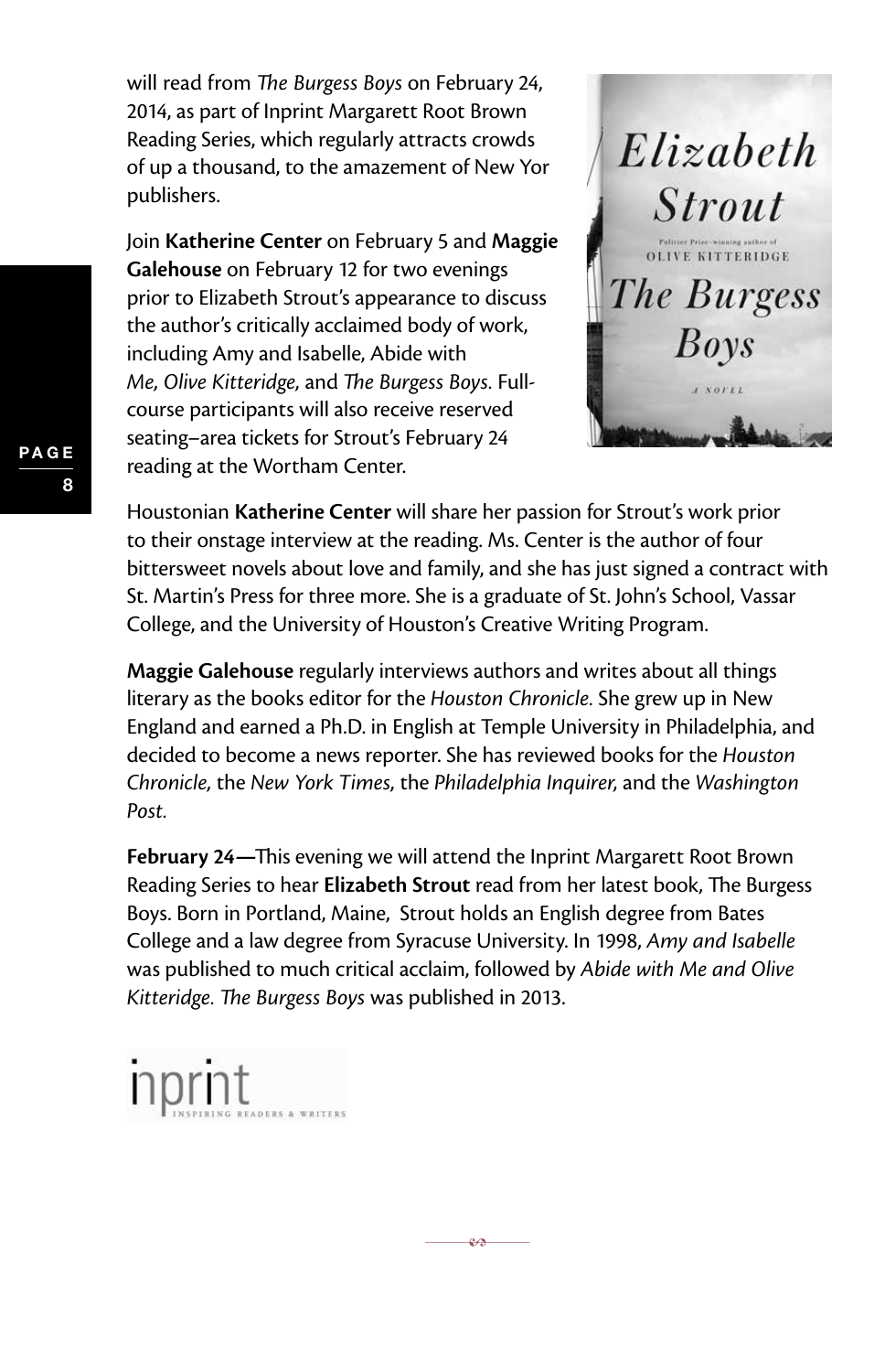will read from *The Burgess Boys* on February 24, 2014, as part of Inprint Margarett Root Brown Reading Series, which regularly attracts crowds of up a thousand, to the amazement of New Yor publishers.

Join **Katherine Center** on February 5 and **Maggie Galehouse** on February 12 for two evenings prior to Elizabeth Strout's appearance to discuss the author's critically acclaimed body of work, including Amy and Isabelle, Abide with *Me*, *Olive Kitteridge*, and *The Burgess Boys*. Full-course participants will also receive reserved seating–area tickets for Strout's February 24 reading at the Wortham Center.

Houstonian **Katherine Center** will share her passion for Strout's work prior to their onstage interview at the reading. Ms. Center is the author of four bittersweet novels about love and family, and she has just signed a contract with St. Martin's Press for three more. She is a graduate of St. John's School, Vassar College, and the University of Houston's Creative Writing Program.

**Maggie Galehouse** regularly interviews authors and writes about all things literary as the books editor for the *Houston Chronicle*. She grew up in New England and earned a Ph.D. in English at Temple University in Philadelphia, and decided to become a news reporter. She has reviewed books for the *Houston Chronicle*, the *New York Times*, the *Philadelphia Inquirer*, and the *Washington Post*.

**February 24—**This evening we will attend the Inprint Margarett Root Brown Reading Series to hear **Elizabeth Strout** read from her latest book, The Burgess Boys. Born in Portland, Maine, Strout holds an English degree from Bates College and a law degree from Syracuse University. In 1998, *Amy and Isabelle* was published to much critical acclaim, followed by *Abide with Me and Olive Kitteridge. The Burgess Boys* was published in 2013.

inprint
INSPIRING READERS & WRITERS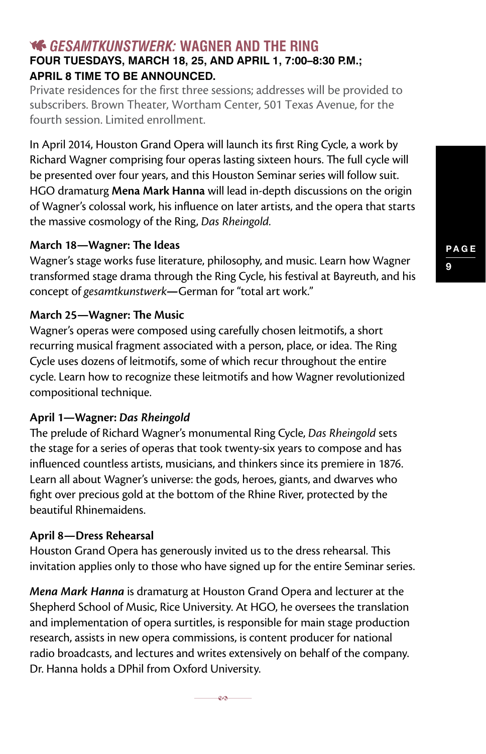## *GESAMTKUNSTWERK:* WAGNER AND THE RING

**FOUR TUESDAYS, MARCH 18, 25, AND APRIL 1, 7:00–8:30 P.M.; APRIL 8 TIME TO BE ANNOUNCED.**

Private residences for the first three sessions; addresses will be provided to subscribers. Brown Theater, Wortham Center, 501 Texas Avenue, for the fourth session. Limited enrollment.

In April 2014, Houston Grand Opera will launch its first Ring Cycle, a work by Richard Wagner comprising four operas lasting sixteen hours. The full cycle will be presented over four years, and this Houston Seminar series will follow suit. HGO dramaturg **Mena Mark Hanna** will lead in-depth discussions on the origin of Wagner's colossal work, his influence on later artists, and the opera that starts the massive cosmology of the Ring, *Das Rheingold*.

**March 18—Wagner: The Ideas**
Wagner's stage works fuse literature, philosophy, and music. Learn how Wagner transformed stage drama through the Ring Cycle, his festival at Bayreuth, and his concept of *gesamtkunstwerk*—German for "total art work."

**March 25—Wagner: The Music**
Wagner's operas were composed using carefully chosen leitmotifs, a short recurring musical fragment associated with a person, place, or idea. The Ring Cycle uses dozens of leitmotifs, some of which recur throughout the entire cycle. Learn how to recognize these leitmotifs and how Wagner revolutionized compositional technique.

**April 1—Wagner: *Das Rheingold***
The prelude of Richard Wagner's monumental Ring Cycle, *Das Rheingold* sets the stage for a series of operas that took twenty-six years to compose and has influenced countless artists, musicians, and thinkers since its premiere in 1876. Learn all about Wagner's universe: the gods, heroes, giants, and dwarves who fight over precious gold at the bottom of the Rhine River, protected by the beautiful Rhinemaidens.

**April 8—Dress Rehearsal**
Houston Grand Opera has generously invited us to the dress rehearsal. This invitation applies only to those who have signed up for the entire Seminar series.

***Mena Mark Hanna*** is dramaturg at Houston Grand Opera and lecturer at the Shepherd School of Music, Rice University. At HGO, he oversees the translation and implementation of opera surtitles, is responsible for main stage production research, assists in new opera commissions, is content producer for national radio broadcasts, and lectures and writes extensively on behalf of the company. Dr. Hanna holds a DPhil from Oxford University.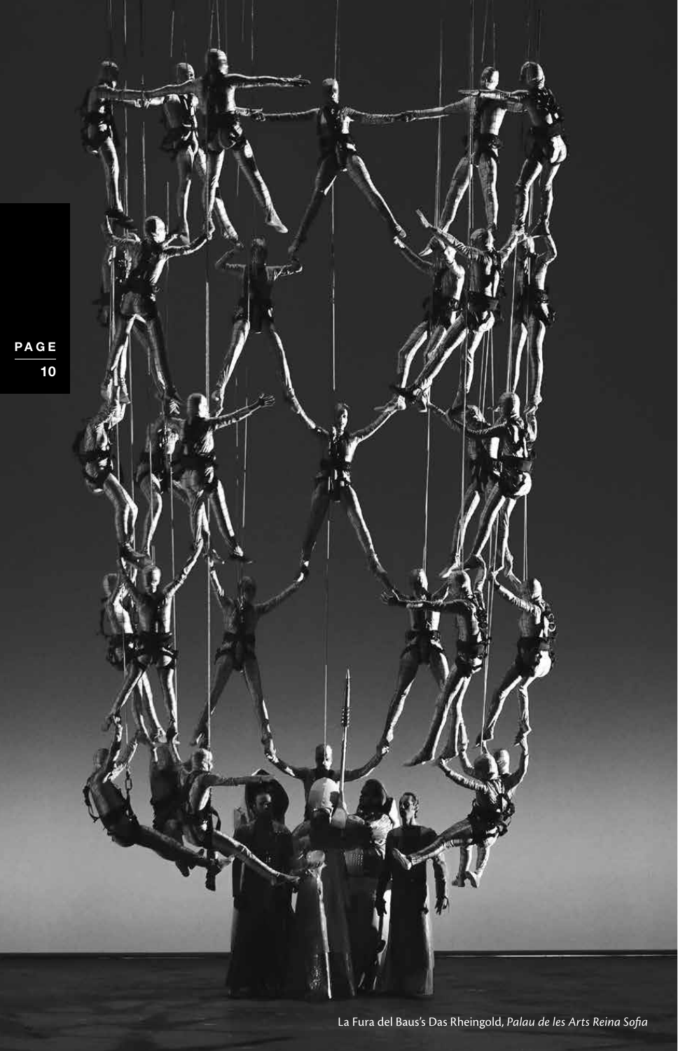La Fura del Baus's Das Rheingold, *Palau de les Arts Reina Sofia*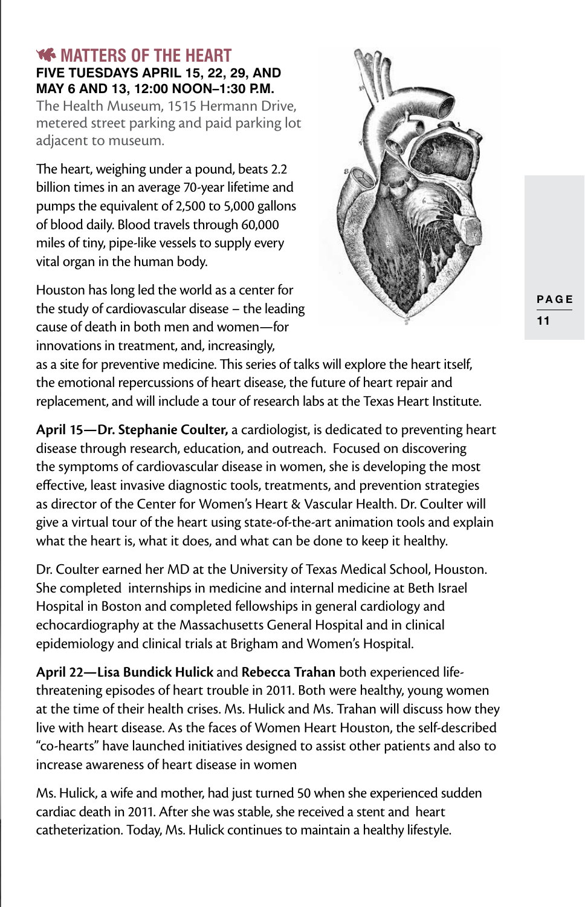## MATTERS OF THE HEART

**FIVE TUESDAYS APRIL 15, 22, 29, AND MAY 6 AND 13, 12:00 NOON–1:30 P.M.**

The Health Museum, 1515 Hermann Drive, metered street parking and paid parking lot adjacent to museum.

The heart, weighing under a pound, beats 2.2 billion times in an average 70-year lifetime and pumps the equivalent of 2,500 to 5,000 gallons of blood daily. Blood travels through 60,000 miles of tiny, pipe-like vessels to supply every vital organ in the human body.

Houston has long led the world as a center for the study of cardiovascular disease – the leading cause of death in both men and women—for innovations in treatment, and, increasingly, as a site for preventive medicine. This series of talks will explore the heart itself, the emotional repercussions of heart disease, the future of heart repair and replacement, and will include a tour of research labs at the Texas Heart Institute.

**April 15—Dr. Stephanie Coulter,** a cardiologist, is dedicated to preventing heart disease through research, education, and outreach. Focused on discovering the symptoms of cardiovascular disease in women, she is developing the most effective, least invasive diagnostic tools, treatments, and prevention strategies as director of the Center for Women's Heart & Vascular Health. Dr. Coulter will give a virtual tour of the heart using state-of-the-art animation tools and explain what the heart is, what it does, and what can be done to keep it healthy.

Dr. Coulter earned her MD at the University of Texas Medical School, Houston. She completed internships in medicine and internal medicine at Beth Israel Hospital in Boston and completed fellowships in general cardiology and echocardiography at the Massachusetts General Hospital and in clinical epidemiology and clinical trials at Brigham and Women's Hospital.

**April 22—Lisa Bundick Hulick** and **Rebecca Trahan** both experienced life-threatening episodes of heart trouble in 2011. Both were healthy, young women at the time of their health crises. Ms. Hulick and Ms. Trahan will discuss how they live with heart disease. As the faces of Women Heart Houston, the self-described "co-hearts" have launched initiatives designed to assist other patients and also to increase awareness of heart disease in women

Ms. Hulick, a wife and mother, had just turned 50 when she experienced sudden cardiac death in 2011. After she was stable, she received a stent and heart catheterization. Today, Ms. Hulick continues to maintain a healthy lifestyle.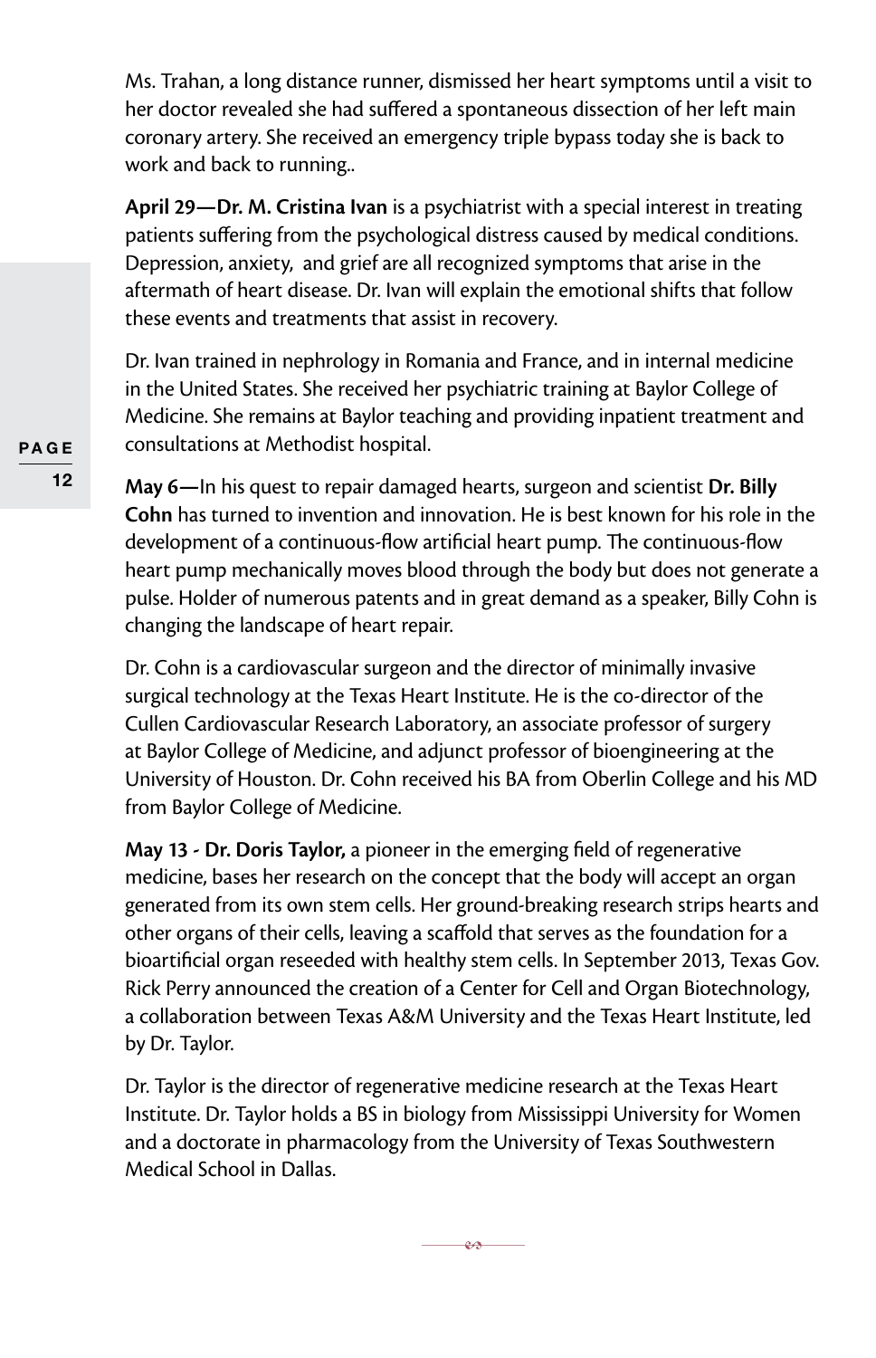Ms. Trahan, a long distance runner, dismissed her heart symptoms until a visit to her doctor revealed she had suffered a spontaneous dissection of her left main coronary artery. She received an emergency triple bypass today she is back to work and back to running..

**April 29—Dr. M. Cristina Ivan** is a psychiatrist with a special interest in treating patients suffering from the psychological distress caused by medical conditions. Depression, anxiety, and grief are all recognized symptoms that arise in the aftermath of heart disease. Dr. Ivan will explain the emotional shifts that follow these events and treatments that assist in recovery.

Dr. Ivan trained in nephrology in Romania and France, and in internal medicine in the United States. She received her psychiatric training at Baylor College of Medicine. She remains at Baylor teaching and providing inpatient treatment and consultations at Methodist hospital.

**May 6—**In his quest to repair damaged hearts, surgeon and scientist **Dr. Billy Cohn** has turned to invention and innovation. He is best known for his role in the development of a continuous-flow artificial heart pump. The continuous-flow heart pump mechanically moves blood through the body but does not generate a pulse. Holder of numerous patents and in great demand as a speaker, Billy Cohn is changing the landscape of heart repair.

Dr. Cohn is a cardiovascular surgeon and the director of minimally invasive surgical technology at the Texas Heart Institute. He is the co-director of the Cullen Cardiovascular Research Laboratory, an associate professor of surgery at Baylor College of Medicine, and adjunct professor of bioengineering at the University of Houston. Dr. Cohn received his BA from Oberlin College and his MD from Baylor College of Medicine.

**May 13 - Dr. Doris Taylor,** a pioneer in the emerging field of regenerative medicine, bases her research on the concept that the body will accept an organ generated from its own stem cells. Her ground-breaking research strips hearts and other organs of their cells, leaving a scaffold that serves as the foundation for a bioartificial organ reseeded with healthy stem cells. In September 2013, Texas Gov. Rick Perry announced the creation of a Center for Cell and Organ Biotechnology, a collaboration between Texas A&M University and the Texas Heart Institute, led by Dr. Taylor.

Dr. Taylor is the director of regenerative medicine research at the Texas Heart Institute. Dr. Taylor holds a BS in biology from Mississippi University for Women and a doctorate in pharmacology from the University of Texas Southwestern Medical School in Dallas.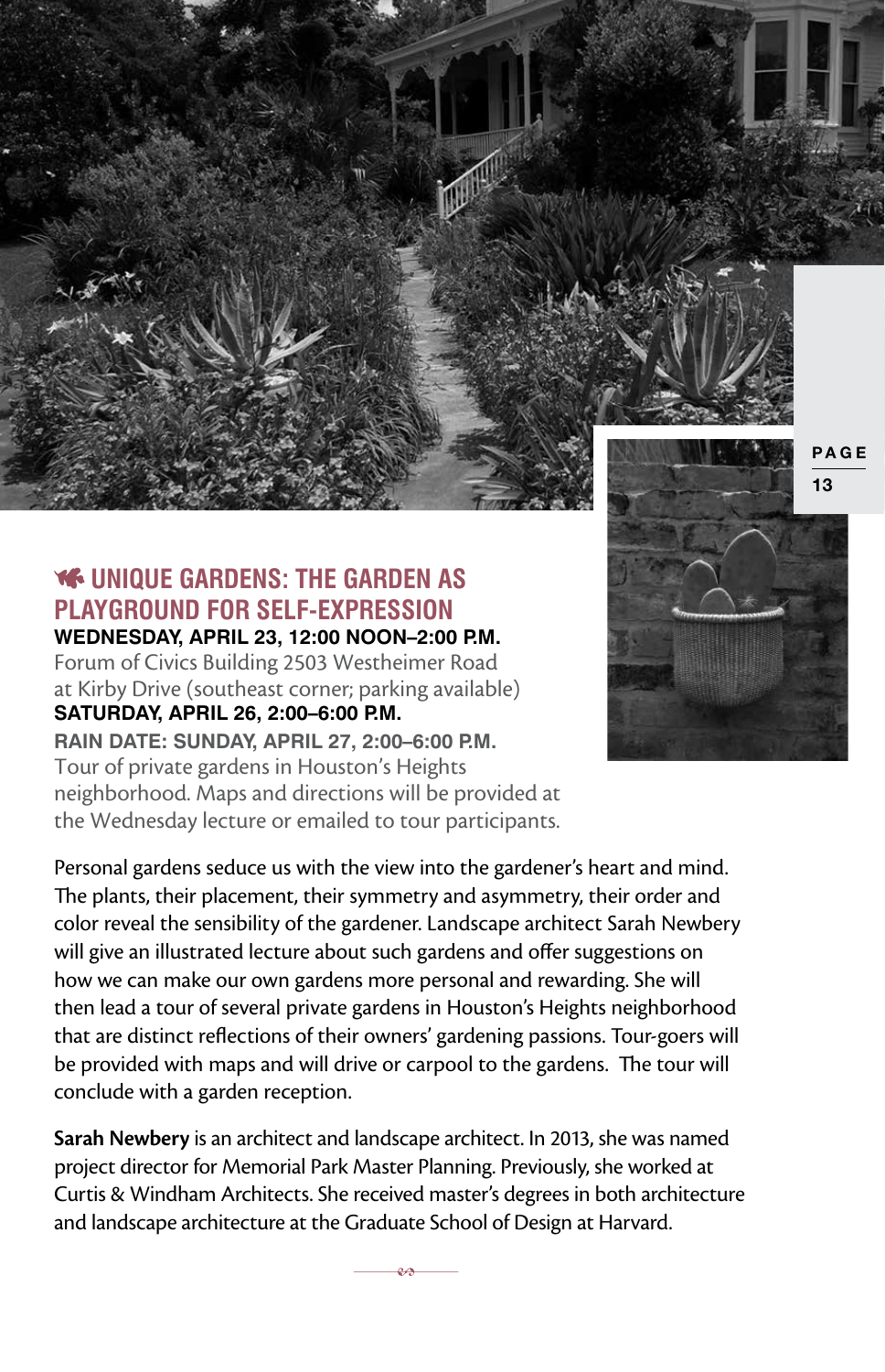## UNIQUE GARDENS: THE GARDEN AS PLAYGROUND FOR SELF-EXPRESSION

**WEDNESDAY, APRIL 23, 12:00 NOON–2:00 P.M.**
Forum of Civics Building 2503 Westheimer Road at Kirby Drive (southeast corner; parking available)
**SATURDAY, APRIL 26, 2:00–6:00 P.M.**
**RAIN DATE: SUNDAY, APRIL 27, 2:00–6:00 P.M.**
Tour of private gardens in Houston's Heights neighborhood. Maps and directions will be provided at the Wednesday lecture or emailed to tour participants.

Personal gardens seduce us with the view into the gardener's heart and mind. The plants, their placement, their symmetry and asymmetry, their order and color reveal the sensibility of the gardener. Landscape architect Sarah Newbery will give an illustrated lecture about such gardens and offer suggestions on how we can make our own gardens more personal and rewarding. She will then lead a tour of several private gardens in Houston's Heights neighborhood that are distinct reflections of their owners' gardening passions. Tour-goers will be provided with maps and will drive or carpool to the gardens. The tour will conclude with a garden reception.

**Sarah Newbery** is an architect and landscape architect. In 2013, she was named project director for Memorial Park Master Planning. Previously, she worked at Curtis & Windham Architects. She received master's degrees in both architecture and landscape architecture at the Graduate School of Design at Harvard.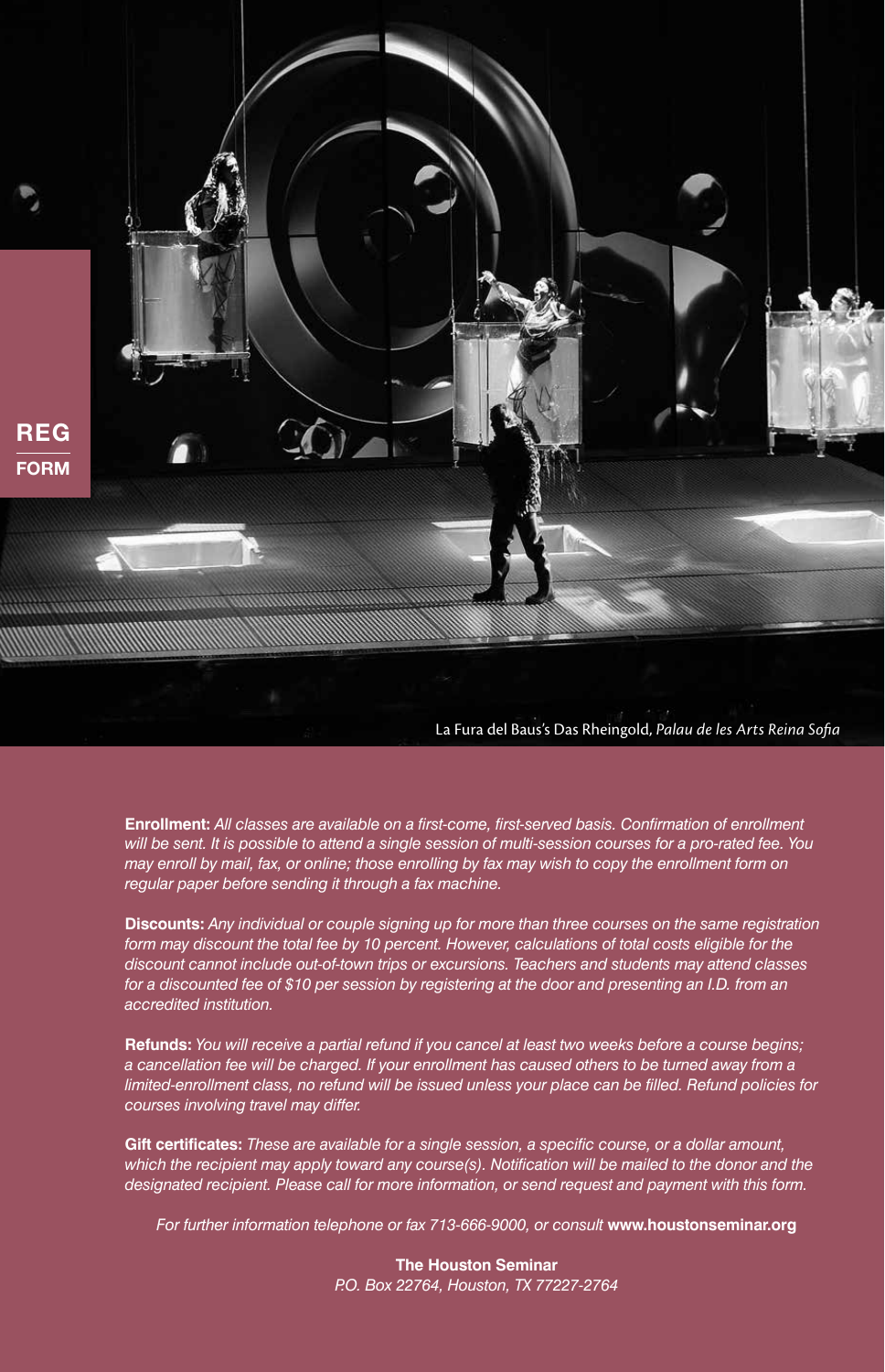REG
FORM

La Fura del Baus's Das Rheingold, *Palau de les Arts Reina Sofia*

**Enrollment:** *All classes are available on a first-come, first-served basis. Confirmation of enrollment will be sent. It is possible to attend a single session of multi-session courses for a pro-rated fee. You may enroll by mail, fax, or online; those enrolling by fax may wish to copy the enrollment form on regular paper before sending it through a fax machine.*

**Discounts:** *Any individual or couple signing up for more than three courses on the same registration form may discount the total fee by 10 percent. However, calculations of total costs eligible for the discount cannot include out-of-town trips or excursions. Teachers and students may attend classes for a discounted fee of $10 per session by registering at the door and presenting an I.D. from an accredited institution.*

**Refunds:** *You will receive a partial refund if you cancel at least two weeks before a course begins; a cancellation fee will be charged. If your enrollment has caused others to be turned away from a limited-enrollment class, no refund will be issued unless your place can be filled. Refund policies for courses involving travel may differ.*

**Gift certificates:** *These are available for a single session, a specific course, or a dollar amount, which the recipient may apply toward any course(s). Notification will be mailed to the donor and the designated recipient. Please call for more information, or send request and payment with this form.*

*For further information telephone or fax 713-666-9000, or consult* **www.houstonseminar.org**

**The Houston Seminar**
*P.O. Box 22764, Houston, TX 77227-2764*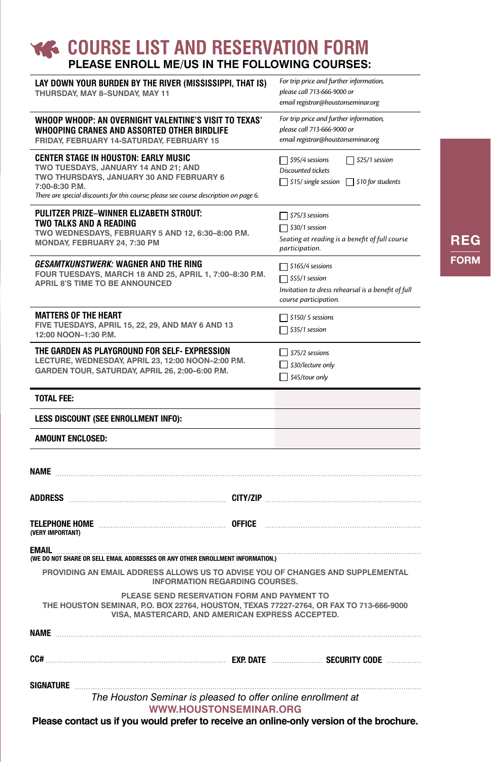# COURSE LIST AND RESERVATION FORM

## PLEASE ENROLL ME/US IN THE FOLLOWING COURSES:

| Course | Fees |
|---|---|
| **LAY DOWN YOUR BURDEN BY THE RIVER (MISSISSIPPI, THAT IS)**<br>THURSDAY, MAY 8–SUNDAY, MAY 11 | *For trip price and further information, please call 713-666-9000 or email registrar@houstonseminar.org* |
| **WHOOP WHOOP: AN OVERNIGHT VALENTINE'S VISIT TO TEXAS' WHOOPING CRANES AND ASSORTED OTHER BIRDLIFE**<br>FRIDAY, FEBRUARY 14-SATURDAY, FEBRUARY 15 | *For trip price and further information, please call 713-666-9000 or email registrar@houstonseminar.org* |
| **CENTER STAGE IN HOUSTON: EARLY MUSIC**<br>TWO TUESDAYS, JANUARY 14 AND 21; AND TWO THURSDAYS, JANUARY 30 AND FEBRUARY 6 7:00-8:30 P.M.<br>*There are special discounts for this course; please see course description on page 6.* | ☐ $95/4 sessions ☐ $25/1 session<br>Discounted tickets<br>☐ $15/ single session ☐ $10 for students |
| **PULITZER PRIZE–WINNER ELIZABETH STROUT: TWO TALKS AND A READING**<br>TWO WEDNESDAYS, FEBRUARY 5 AND 12, 6:30–8:00 P.M.<br>MONDAY, FEBRUARY 24, 7:30 PM | ☐ $75/3 sessions<br>☐ $30/1 session<br>*Seating at reading is a benefit of full course participation.* |
| ***GESAMTKUNSTWERK:* WAGNER AND THE RING**<br>FOUR TUESDAYS, MARCH 18 AND 25, APRIL 1, 7:00–8:30 P.M.<br>APRIL 8'S TIME TO BE ANNOUNCED | ☐ $165/4 sessions<br>☐ $55/1 session<br>*Invitation to dress rehearsal is a benefit of full course participation.* |
| **MATTERS OF THE HEART**<br>FIVE TUESDAYS, APRIL 15, 22, 29, AND MAY 6 AND 13 12:00 NOON–1:30 P.M. | ☐ $150/ 5 sessions<br>☐ $35/1 session |
| **THE GARDEN AS PLAYGROUND FOR SELF- EXPRESSION**<br>LECTURE, WEDNESDAY, APRIL 23, 12:00 NOON–2:00 P.M.<br>GARDEN TOUR, SATURDAY, APRIL 26, 2:00–6:00 P.M. | ☐ $75/2 sessions<br>☐ $30/lecture only<br>☐ $45/tour only |
| **TOTAL FEE:** | |
| **LESS DISCOUNT (SEE ENROLLMENT INFO):** | |
| **AMOUNT ENCLOSED:** | |

**NAME** ..........................................................................................

**ADDRESS** .................................................. **CITY/ZIP** ..................................................

**TELEPHONE HOME** .................................................. **OFFICE** ..................................................
**(VERY IMPORTANT)**

**EMAIL** ..........................................................................................
**(WE DO NOT SHARE OR SELL EMAIL ADDRESSES OR ANY OTHER ENROLLMENT INFORMATION.)**

PROVIDING AN EMAIL ADDRESS ALLOWS US TO ADVISE YOU OF CHANGES AND SUPPLEMENTAL INFORMATION REGARDING COURSES.

PLEASE SEND RESERVATION FORM AND PAYMENT TO
THE HOUSTON SEMINAR, P.O. BOX 22764, HOUSTON, TEXAS 77227-2764, OR FAX TO 713-666-9000
VISA, MASTERCARD, AND AMERICAN EXPRESS ACCEPTED.

**NAME** ..........................................................................................

**CC#** .................................................. **EXP. DATE** .................. **SECURITY CODE** ..............

**SIGNATURE** ..........................................................................................

*The Houston Seminar is pleased to offer online enrollment at*
**WWW.HOUSTONSEMINAR.ORG**

**Please contact us if you would prefer to receive an online-only version of the brochure.**

**REG FORM**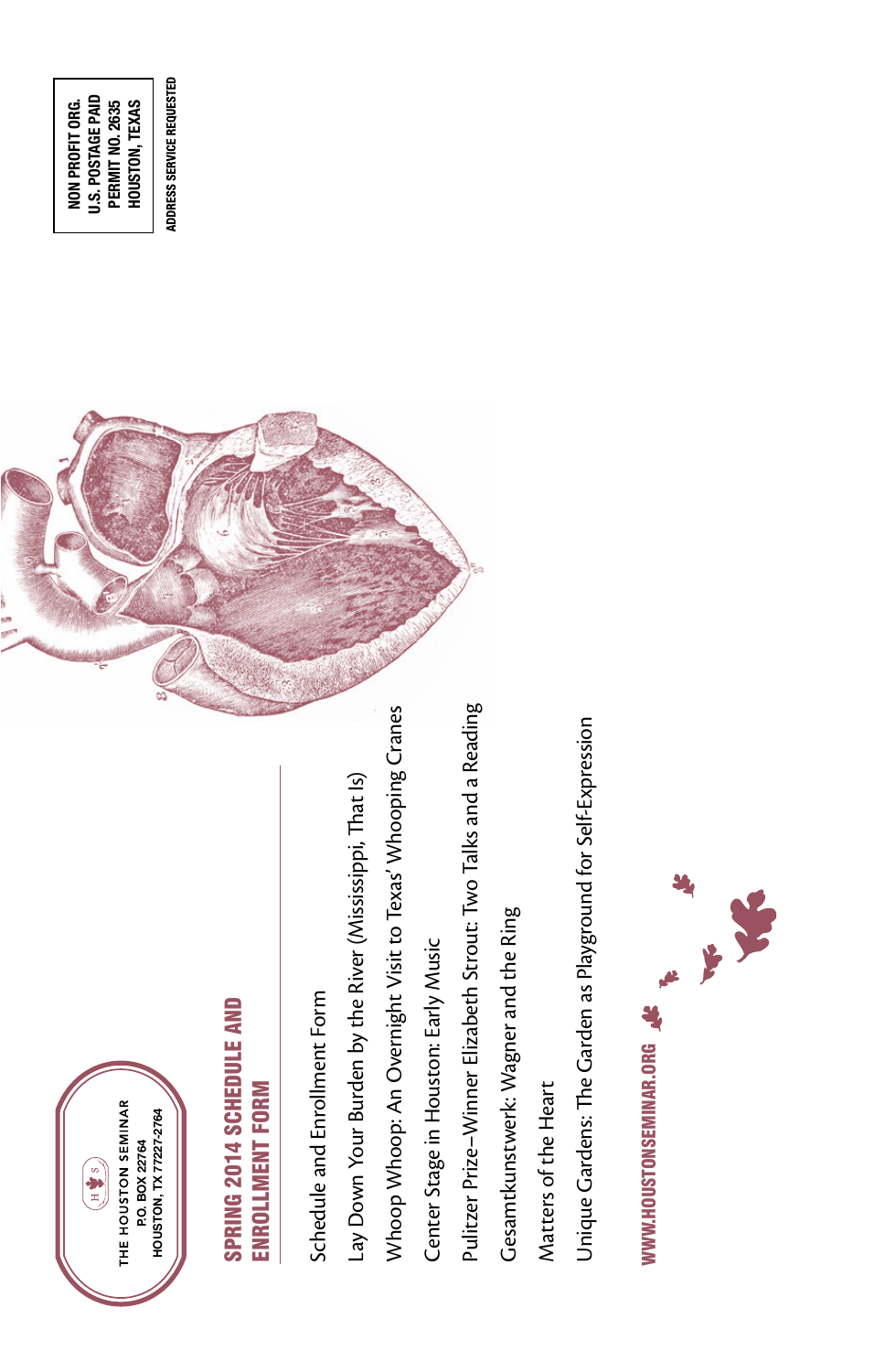THE HOUSTON SEMINAR
P.O. BOX 22764
HOUSTON, TX 77227-2764

NON PROFIT ORG.
U.S. POSTAGE PAID
PERMIT NO. 2635
HOUSTON, TEXAS

ADDRESS SERVICE REQUESTED

## SPRING 2014 SCHEDULE AND ENROLLMENT FORM

Schedule and Enrollment Form

Lay Down Your Burden by the River (Mississippi, That Is)

Whoop Whoop: An Overnight Visit to Texas' Whooping Cranes

Center Stage in Houston: Early Music

Pulitzer Prize–Winner Elizabeth Strout: Two Talks and a Reading

Gesamtkunstwerk: Wagner and the Ring

Matters of the Heart

Unique Gardens: The Garden as Playground for Self-Expression

WWW.HOUSTONSEMINAR.ORG